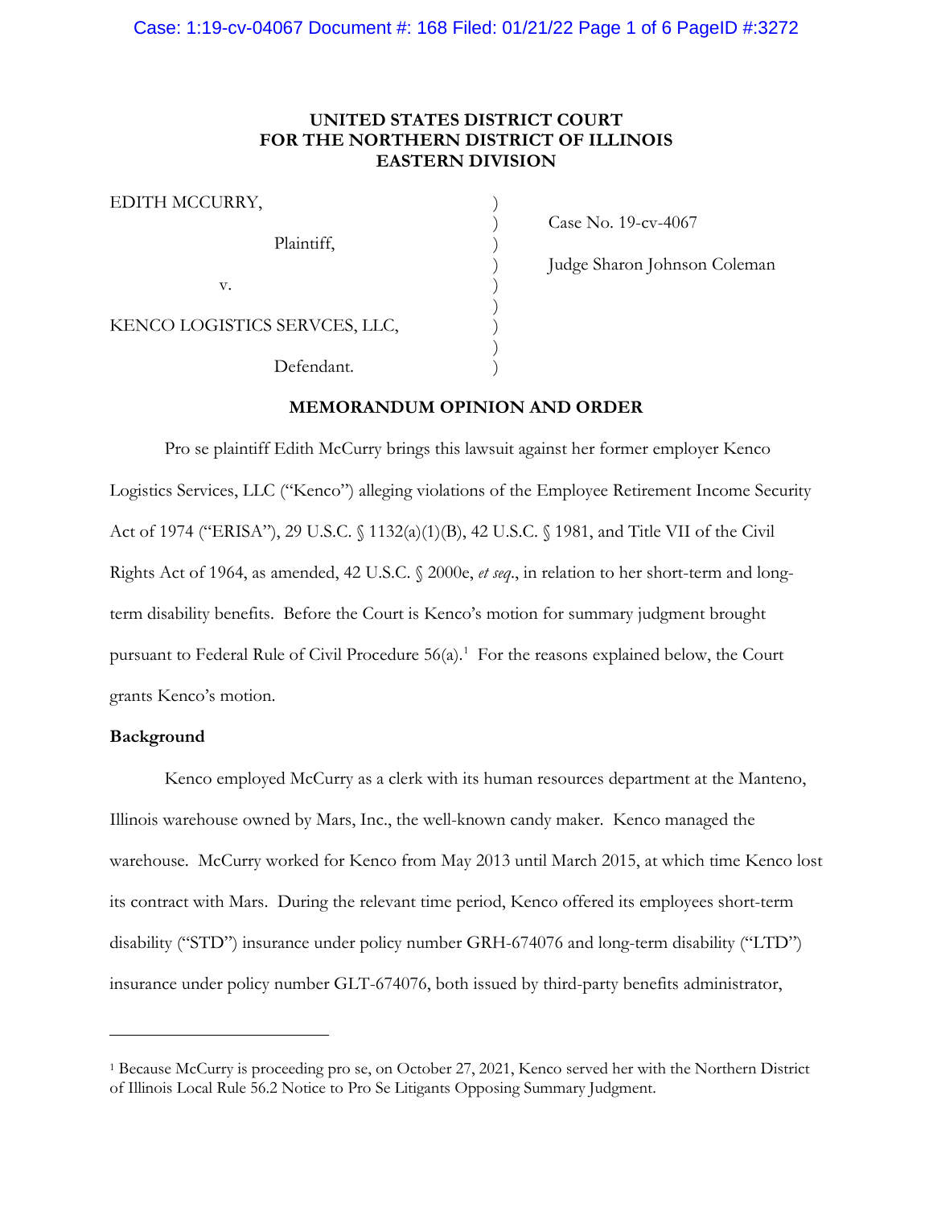**UNITED STATES DISTRICT COURT**
**FOR THE NORTHERN DISTRICT OF ILLINOIS**
**EASTERN DIVISION**

| | | |
|---|---|---|
| EDITH MCCURRY, | ) | |
| | ) | Case No. 19-cv-4067 |
| Plaintiff, | ) | |
| | ) | Judge Sharon Johnson Coleman |
| v. | ) | |
| | ) | |
| KENCO LOGISTICS SERVCES, LLC, | ) | |
| | ) | |
| Defendant. | ) | |

**MEMORANDUM OPINION AND ORDER**

Pro se plaintiff Edith McCurry brings this lawsuit against her former employer Kenco Logistics Services, LLC ("Kenco") alleging violations of the Employee Retirement Income Security Act of 1974 ("ERISA"), 29 U.S.C. § 1132(a)(1)(B), 42 U.S.C. § 1981, and Title VII of the Civil Rights Act of 1964, as amended, 42 U.S.C. § 2000e, *et seq*., in relation to her short-term and long-term disability benefits. Before the Court is Kenco's motion for summary judgment brought pursuant to Federal Rule of Civil Procedure 56(a).[1] For the reasons explained below, the Court grants Kenco's motion.

**Background**

Kenco employed McCurry as a clerk with its human resources department at the Manteno, Illinois warehouse owned by Mars, Inc., the well-known candy maker. Kenco managed the warehouse. McCurry worked for Kenco from May 2013 until March 2015, at which time Kenco lost its contract with Mars. During the relevant time period, Kenco offered its employees short-term disability ("STD") insurance under policy number GRH-674076 and long-term disability ("LTD") insurance under policy number GLT-674076, both issued by third-party benefits administrator,

---

[1] Because McCurry is proceeding pro se, on October 27, 2021, Kenco served her with the Northern District of Illinois Local Rule 56.2 Notice to Pro Se Litigants Opposing Summary Judgment.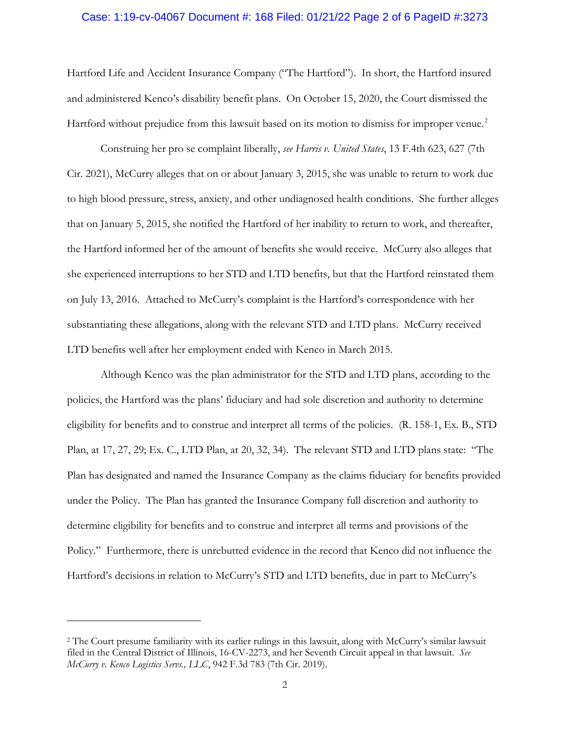Hartford Life and Accident Insurance Company ("The Hartford"). In short, the Hartford insured and administered Kenco's disability benefit plans. On October 15, 2020, the Court dismissed the Hartford without prejudice from this lawsuit based on its motion to dismiss for improper venue.[2]

Construing her pro se complaint liberally, *see Harris v. United States*, 13 F.4th 623, 627 (7th Cir. 2021), McCurry alleges that on or about January 3, 2015, she was unable to return to work due to high blood pressure, stress, anxiety, and other undiagnosed health conditions. She further alleges that on January 5, 2015, she notified the Hartford of her inability to return to work, and thereafter, the Hartford informed her of the amount of benefits she would receive. McCurry also alleges that she experienced interruptions to her STD and LTD benefits, but that the Hartford reinstated them on July 13, 2016. Attached to McCurry's complaint is the Hartford's correspondence with her substantiating these allegations, along with the relevant STD and LTD plans. McCurry received LTD benefits well after her employment ended with Kenco in March 2015.

Although Kenco was the plan administrator for the STD and LTD plans, according to the policies, the Hartford was the plans' fiduciary and had sole discretion and authority to determine eligibility for benefits and to construe and interpret all terms of the policies. (R. 158-1, Ex. B., STD Plan, at 17, 27, 29; Ex. C., LTD Plan, at 20, 32, 34). The relevant STD and LTD plans state: "The Plan has designated and named the Insurance Company as the claims fiduciary for benefits provided under the Policy. The Plan has granted the Insurance Company full discretion and authority to determine eligibility for benefits and to construe and interpret all terms and provisions of the Policy." Furthermore, there is unrebutted evidence in the record that Kenco did not influence the Hartford's decisions in relation to McCurry's STD and LTD benefits, due in part to McCurry's

---

[2] The Court presume familiarity with its earlier rulings in this lawsuit, along with McCurry's similar lawsuit filed in the Central District of Illinois, 16-CV-2273, and her Seventh Circuit appeal in that lawsuit. *See McCurry v. Kenco Logistics Servs., LLC*, 942 F.3d 783 (7th Cir. 2019).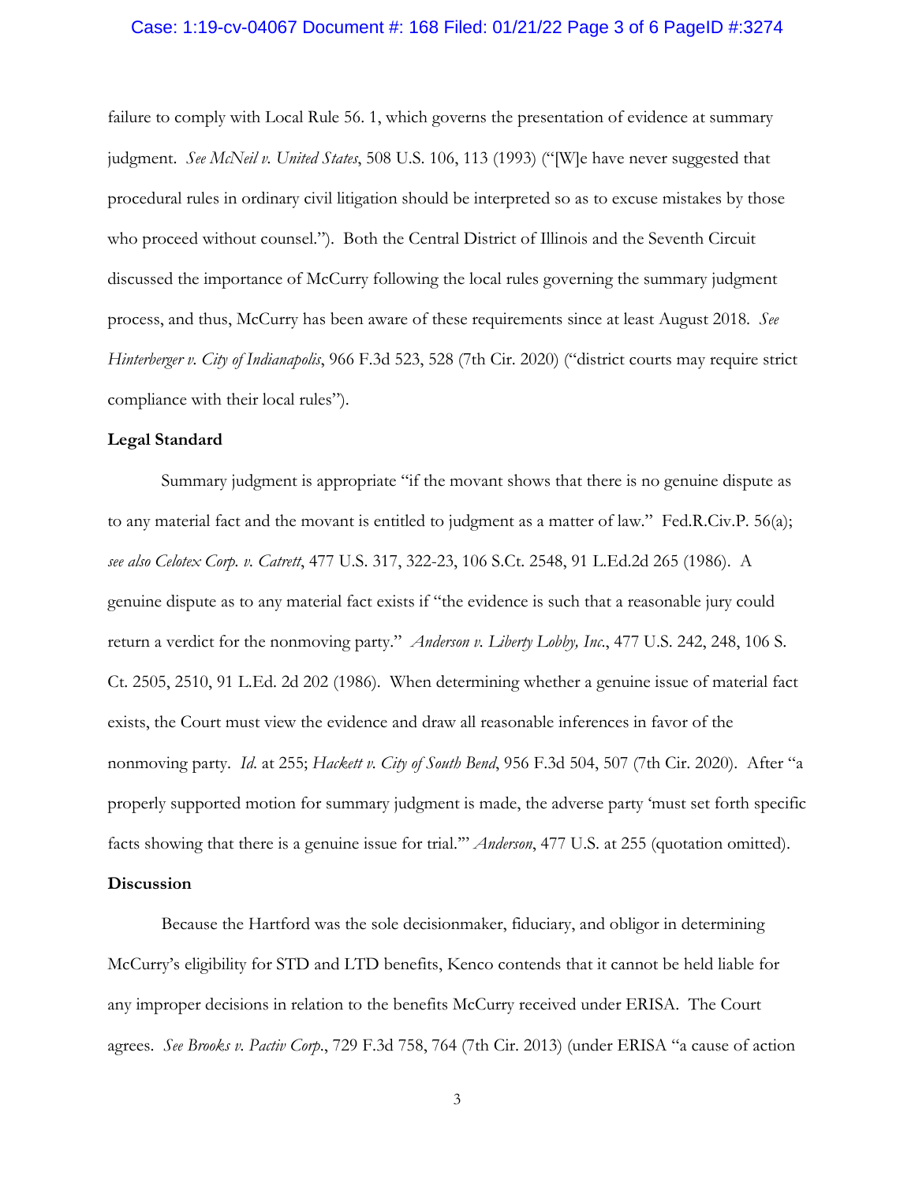failure to comply with Local Rule 56. 1, which governs the presentation of evidence at summary judgment. *See McNeil v. United States*, 508 U.S. 106, 113 (1993) ("[W]e have never suggested that procedural rules in ordinary civil litigation should be interpreted so as to excuse mistakes by those who proceed without counsel."). Both the Central District of Illinois and the Seventh Circuit discussed the importance of McCurry following the local rules governing the summary judgment process, and thus, McCurry has been aware of these requirements since at least August 2018. *See Hinterberger v. City of Indianapolis*, 966 F.3d 523, 528 (7th Cir. 2020) ("district courts may require strict compliance with their local rules").

**Legal Standard**

Summary judgment is appropriate "if the movant shows that there is no genuine dispute as to any material fact and the movant is entitled to judgment as a matter of law." Fed.R.Civ.P. 56(a); *see also Celotex Corp. v. Catrett*, 477 U.S. 317, 322-23, 106 S.Ct. 2548, 91 L.Ed.2d 265 (1986). A genuine dispute as to any material fact exists if "the evidence is such that a reasonable jury could return a verdict for the nonmoving party." *Anderson v. Liberty Lobby, Inc.*, 477 U.S. 242, 248, 106 S. Ct. 2505, 2510, 91 L.Ed. 2d 202 (1986). When determining whether a genuine issue of material fact exists, the Court must view the evidence and draw all reasonable inferences in favor of the nonmoving party. *Id.* at 255; *Hackett v. City of South Bend*, 956 F.3d 504, 507 (7th Cir. 2020). After "a properly supported motion for summary judgment is made, the adverse party 'must set forth specific facts showing that there is a genuine issue for trial.'" *Anderson*, 477 U.S. at 255 (quotation omitted).

**Discussion**

Because the Hartford was the sole decisionmaker, fiduciary, and obligor in determining McCurry's eligibility for STD and LTD benefits, Kenco contends that it cannot be held liable for any improper decisions in relation to the benefits McCurry received under ERISA. The Court agrees. *See Brooks v. Pactiv Corp.*, 729 F.3d 758, 764 (7th Cir. 2013) (under ERISA "a cause of action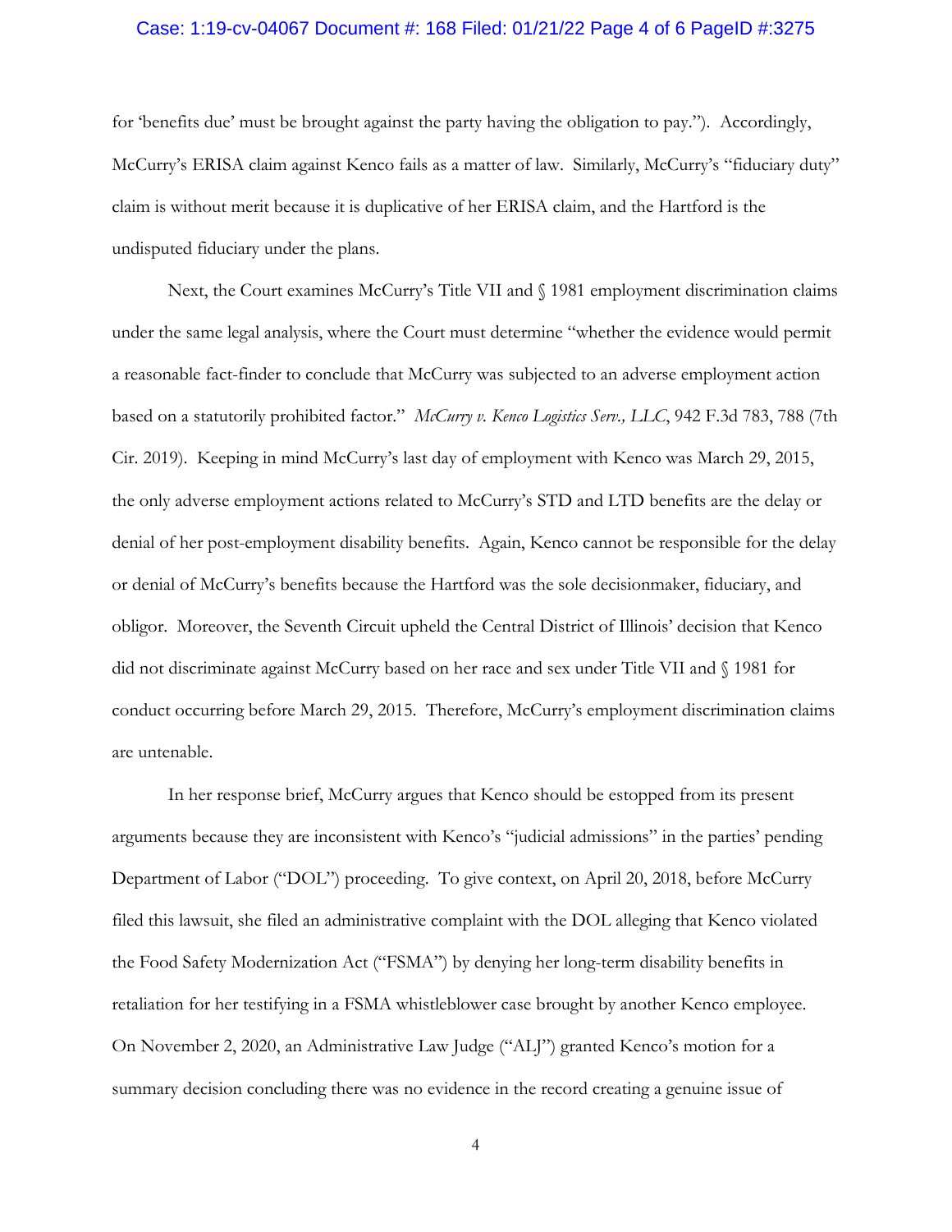for 'benefits due' must be brought against the party having the obligation to pay."). Accordingly, McCurry's ERISA claim against Kenco fails as a matter of law. Similarly, McCurry's "fiduciary duty" claim is without merit because it is duplicative of her ERISA claim, and the Hartford is the undisputed fiduciary under the plans.

Next, the Court examines McCurry's Title VII and § 1981 employment discrimination claims under the same legal analysis, where the Court must determine "whether the evidence would permit a reasonable fact-finder to conclude that McCurry was subjected to an adverse employment action based on a statutorily prohibited factor." *McCurry v. Kenco Logistics Serv., LLC*, 942 F.3d 783, 788 (7th Cir. 2019). Keeping in mind McCurry's last day of employment with Kenco was March 29, 2015, the only adverse employment actions related to McCurry's STD and LTD benefits are the delay or denial of her post-employment disability benefits. Again, Kenco cannot be responsible for the delay or denial of McCurry's benefits because the Hartford was the sole decisionmaker, fiduciary, and obligor. Moreover, the Seventh Circuit upheld the Central District of Illinois' decision that Kenco did not discriminate against McCurry based on her race and sex under Title VII and § 1981 for conduct occurring before March 29, 2015. Therefore, McCurry's employment discrimination claims are untenable.

In her response brief, McCurry argues that Kenco should be estopped from its present arguments because they are inconsistent with Kenco's "judicial admissions" in the parties' pending Department of Labor ("DOL") proceeding. To give context, on April 20, 2018, before McCurry filed this lawsuit, she filed an administrative complaint with the DOL alleging that Kenco violated the Food Safety Modernization Act ("FSMA") by denying her long-term disability benefits in retaliation for her testifying in a FSMA whistleblower case brought by another Kenco employee. On November 2, 2020, an Administrative Law Judge ("ALJ") granted Kenco's motion for a summary decision concluding there was no evidence in the record creating a genuine issue of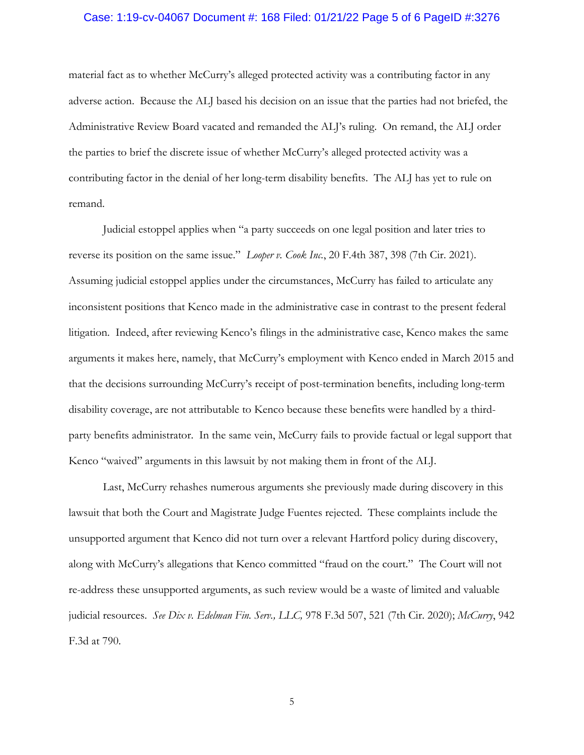material fact as to whether McCurry's alleged protected activity was a contributing factor in any adverse action. Because the ALJ based his decision on an issue that the parties had not briefed, the Administrative Review Board vacated and remanded the ALJ's ruling. On remand, the ALJ order the parties to brief the discrete issue of whether McCurry's alleged protected activity was a contributing factor in the denial of her long-term disability benefits. The ALJ has yet to rule on remand.

Judicial estoppel applies when "a party succeeds on one legal position and later tries to reverse its position on the same issue." *Looper v. Cook Inc.*, 20 F.4th 387, 398 (7th Cir. 2021). Assuming judicial estoppel applies under the circumstances, McCurry has failed to articulate any inconsistent positions that Kenco made in the administrative case in contrast to the present federal litigation. Indeed, after reviewing Kenco's filings in the administrative case, Kenco makes the same arguments it makes here, namely, that McCurry's employment with Kenco ended in March 2015 and that the decisions surrounding McCurry's receipt of post-termination benefits, including long-term disability coverage, are not attributable to Kenco because these benefits were handled by a third-party benefits administrator. In the same vein, McCurry fails to provide factual or legal support that Kenco "waived" arguments in this lawsuit by not making them in front of the ALJ.

Last, McCurry rehashes numerous arguments she previously made during discovery in this lawsuit that both the Court and Magistrate Judge Fuentes rejected. These complaints include the unsupported argument that Kenco did not turn over a relevant Hartford policy during discovery, along with McCurry's allegations that Kenco committed "fraud on the court." The Court will not re-address these unsupported arguments, as such review would be a waste of limited and valuable judicial resources. *See Dix v. Edelman Fin. Serv., LLC,* 978 F.3d 507, 521 (7th Cir. 2020); *McCurry*, 942 F.3d at 790.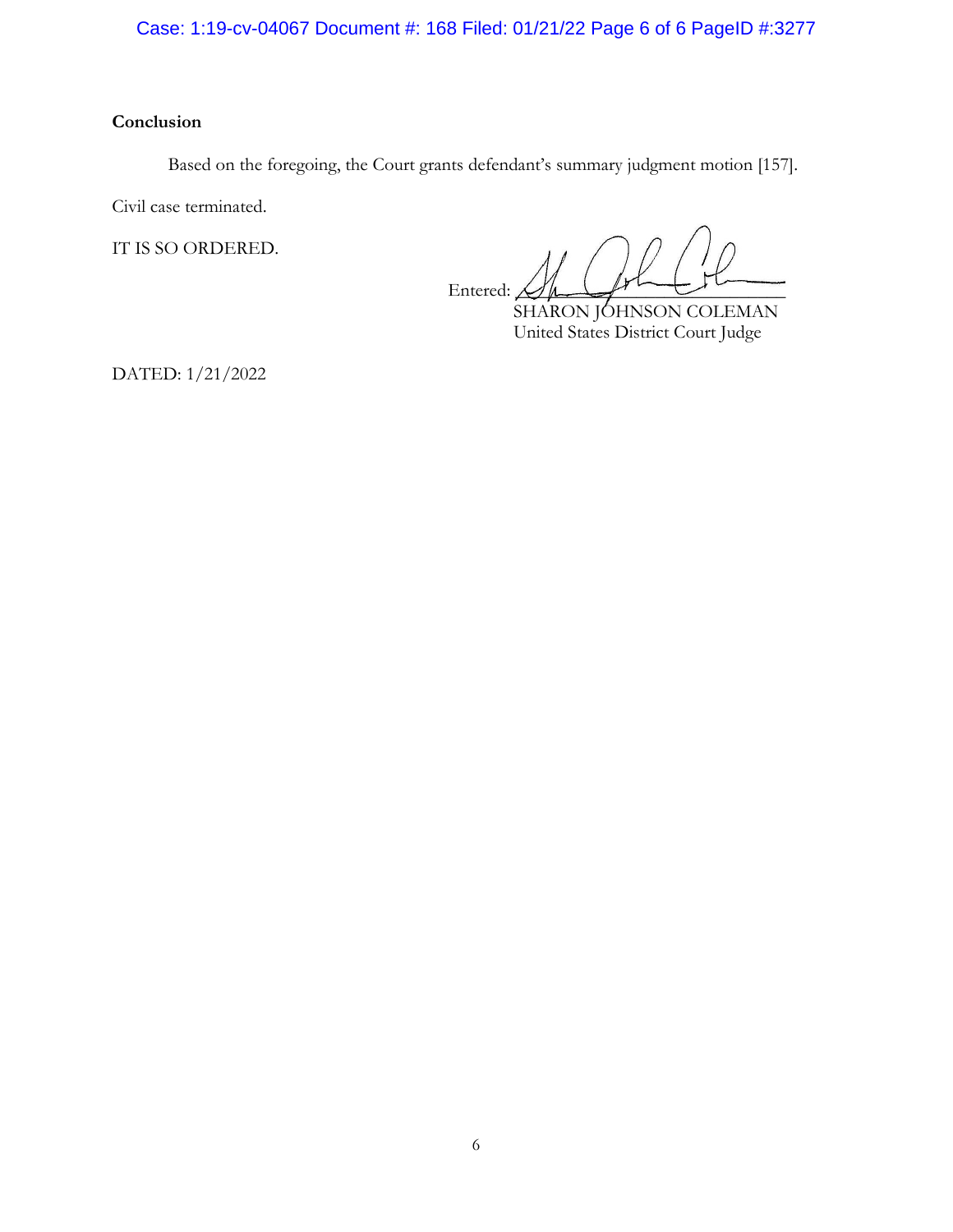**Conclusion**

Based on the foregoing, the Court grants defendant's summary judgment motion [157].

Civil case terminated.

IT IS SO ORDERED.

Entered: ______________________
SHARON JOHNSON COLEMAN
United States District Court Judge

DATED: 1/21/2022